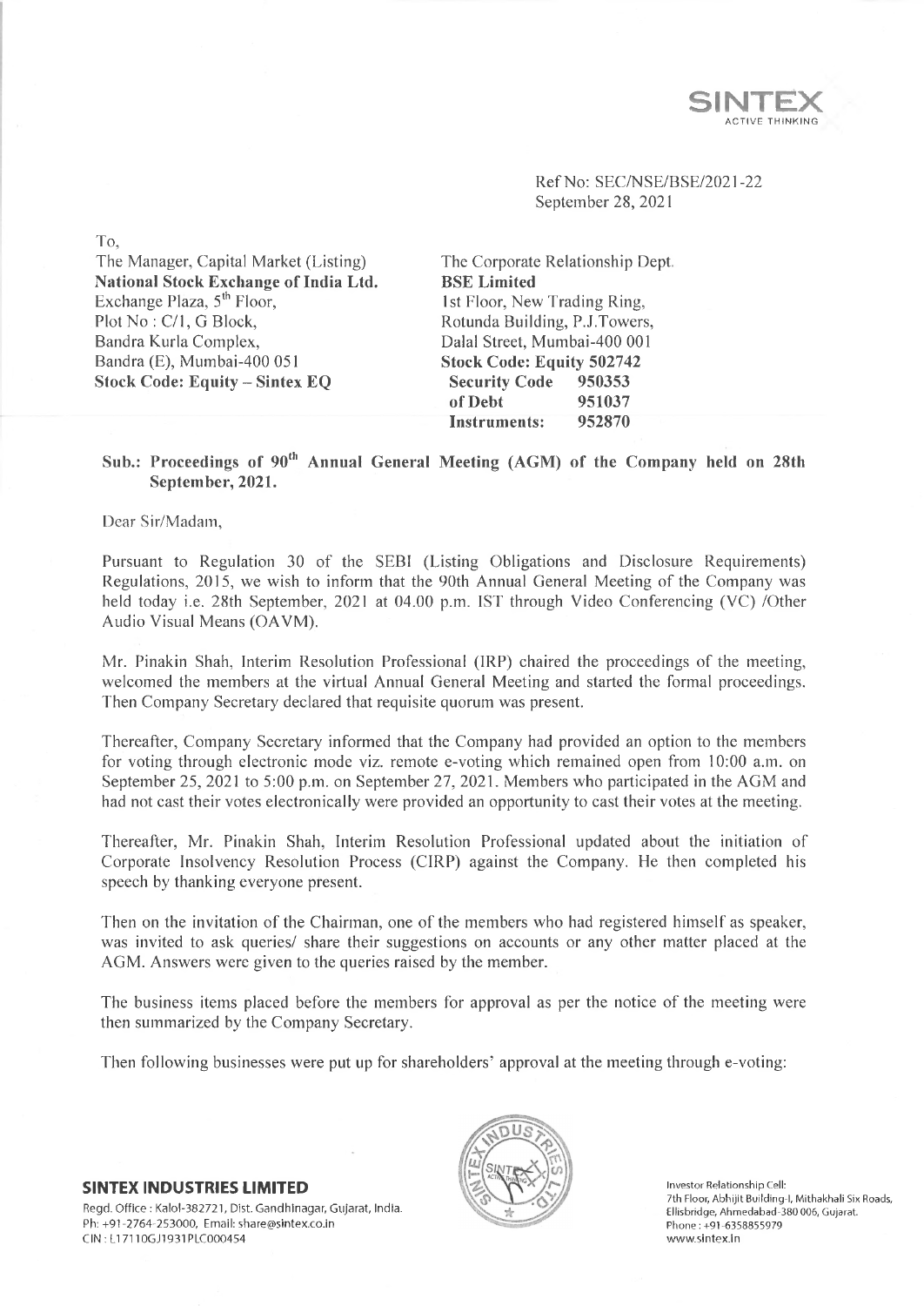**SINTEX**
ACTIVE THINKING

Ref No: SEC/NSE/BSE/2021-22
September 28, 2021

To,

| The Manager, Capital Market (Listing) | The Corporate Relationship Dept. |
|---|---|
| **National Stock Exchange of India Ltd.** | **BSE Limited** |
| Exchange Plaza, 5th Floor, | 1st Floor, New Trading Ring, |
| Plot No : C/1, G Block, | Rotunda Building, P.J.Towers, |
| Bandra Kurla Complex, | Dalal Street, Mumbai-400 001 |
| Bandra (E), Mumbai-400 051 | **Stock Code: Equity 502742** |
| **Stock Code: Equity – Sintex EQ** | **Security Code of Debt Instruments:** 950353, 951037, 952870 |

**Sub.: Proceedings of 90th Annual General Meeting (AGM) of the Company held on 28th September, 2021.**

Dear Sir/Madam,

Pursuant to Regulation 30 of the SEBI (Listing Obligations and Disclosure Requirements) Regulations, 2015, we wish to inform that the 90th Annual General Meeting of the Company was held today i.e. 28th September, 2021 at 04.00 p.m. IST through Video Conferencing (VC) /Other Audio Visual Means (OAVM).

Mr. Pinakin Shah, Interim Resolution Professional (IRP) chaired the proceedings of the meeting, welcomed the members at the virtual Annual General Meeting and started the formal proceedings. Then Company Secretary declared that requisite quorum was present.

Thereafter, Company Secretary informed that the Company had provided an option to the members for voting through electronic mode viz. remote e-voting which remained open from 10:00 a.m. on September 25, 2021 to 5:00 p.m. on September 27, 2021. Members who participated in the AGM and had not cast their votes electronically were provided an opportunity to cast their votes at the meeting.

Thereafter, Mr. Pinakin Shah, Interim Resolution Professional updated about the initiation of Corporate Insolvency Resolution Process (CIRP) against the Company. He then completed his speech by thanking everyone present.

Then on the invitation of the Chairman, one of the members who had registered himself as speaker, was invited to ask queries/ share their suggestions on accounts or any other matter placed at the AGM. Answers were given to the queries raised by the member.

The business items placed before the members for approval as per the notice of the meeting were then summarized by the Company Secretary.

Then following businesses were put up for shareholders' approval at the meeting through e-voting:

**SINTEX INDUSTRIES LIMITED**
Regd. Office : Kalol-382721, Dist. Gandhinagar, Gujarat, India.
Ph: +91-2764-253000, Email: share@sintex.co.in
CIN : L17110GJ1931PLC000454

Investor Relationship Cell:
7th Floor, Abhijit Building-I, Mithakhali Six Roads,
Ellisbridge, Ahmedabad-380 006, Gujarat.
Phone : +91-6358855979
www.sintex.in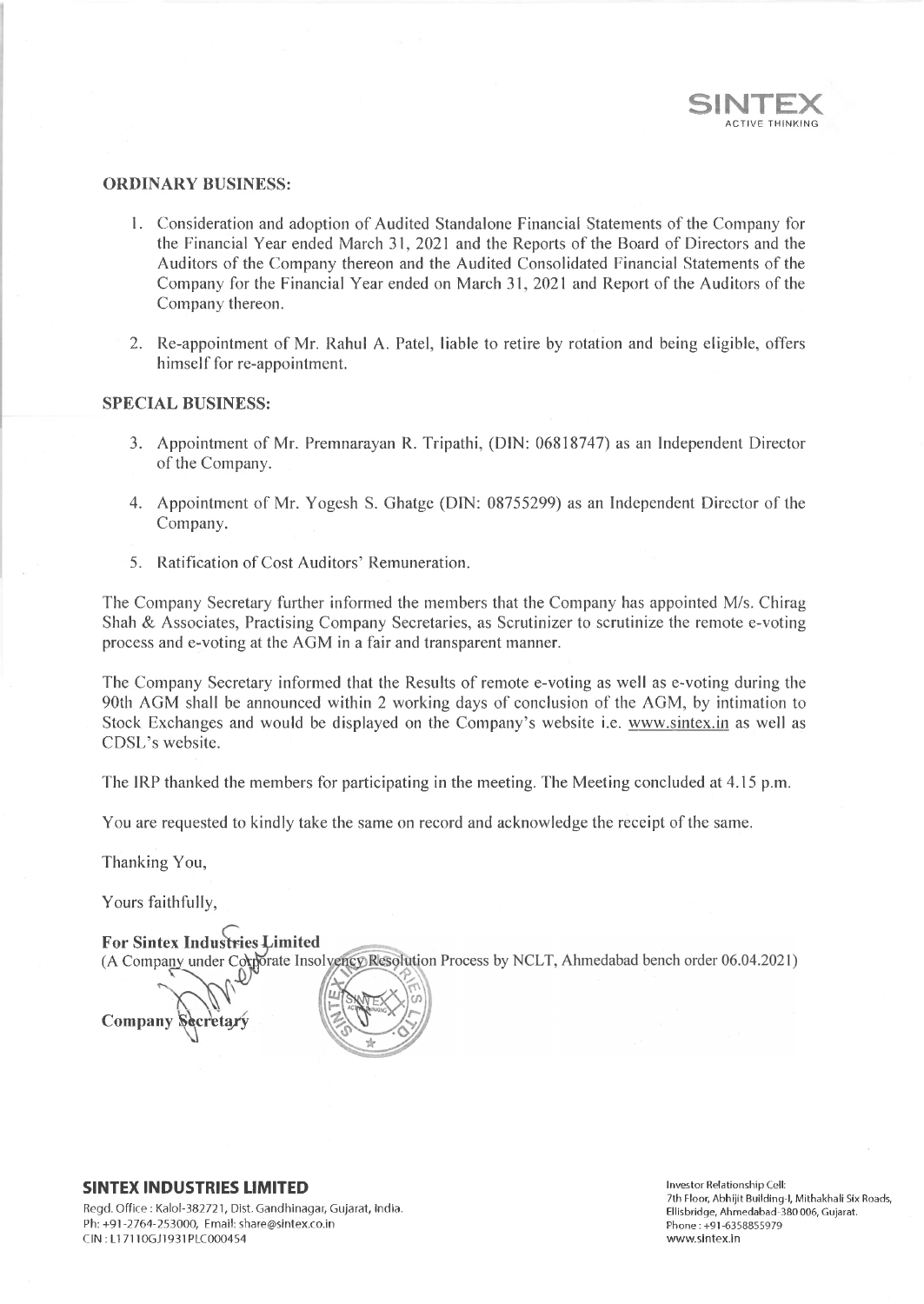**ORDINARY BUSINESS:**

1. Consideration and adoption of Audited Standalone Financial Statements of the Company for the Financial Year ended March 31, 2021 and the Reports of the Board of Directors and the Auditors of the Company thereon and the Audited Consolidated Financial Statements of the Company for the Financial Year ended on March 31, 2021 and Report of the Auditors of the Company thereon.

2. Re-appointment of Mr. Rahul A. Patel, liable to retire by rotation and being eligible, offers himself for re-appointment.

**SPECIAL BUSINESS:**

3. Appointment of Mr. Premnarayan R. Tripathi, (DIN: 06818747) as an Independent Director of the Company.

4. Appointment of Mr. Yogesh S. Ghatge (DIN: 08755299) as an Independent Director of the Company.

5. Ratification of Cost Auditors' Remuneration.

The Company Secretary further informed the members that the Company has appointed M/s. Chirag Shah & Associates, Practising Company Secretaries, as Scrutinizer to scrutinize the remote e-voting process and e-voting at the AGM in a fair and transparent manner.

The Company Secretary informed that the Results of remote e-voting as well as e-voting during the 90th AGM shall be announced within 2 working days of conclusion of the AGM, by intimation to Stock Exchanges and would be displayed on the Company's website i.e. www.sintex.in as well as CDSL's website.

The IRP thanked the members for participating in the meeting. The Meeting concluded at 4.15 p.m.

You are requested to kindly take the same on record and acknowledge the receipt of the same.

Thanking You,

Yours faithfully,

**For Sintex Industries Limited**
(A Company under Corporate Insolvency Resolution Process by NCLT, Ahmedabad bench order 06.04.2021)

**Company Secretary**

**SINTEX INDUSTRIES LIMITED**
Regd. Office : Kalol-382721, Dist. Gandhinagar, Gujarat, India.
Ph: +91-2764-253000, Email: share@sintex.co.in
CIN : L17110GJ1931PLC000454

Investor Relationship Cell:
7th Floor, Abhijit Building-I, Mithakhali Six Roads, Ellisbridge, Ahmedabad-380 006, Gujarat.
Phone : +91-6358855979
www.sintex.in